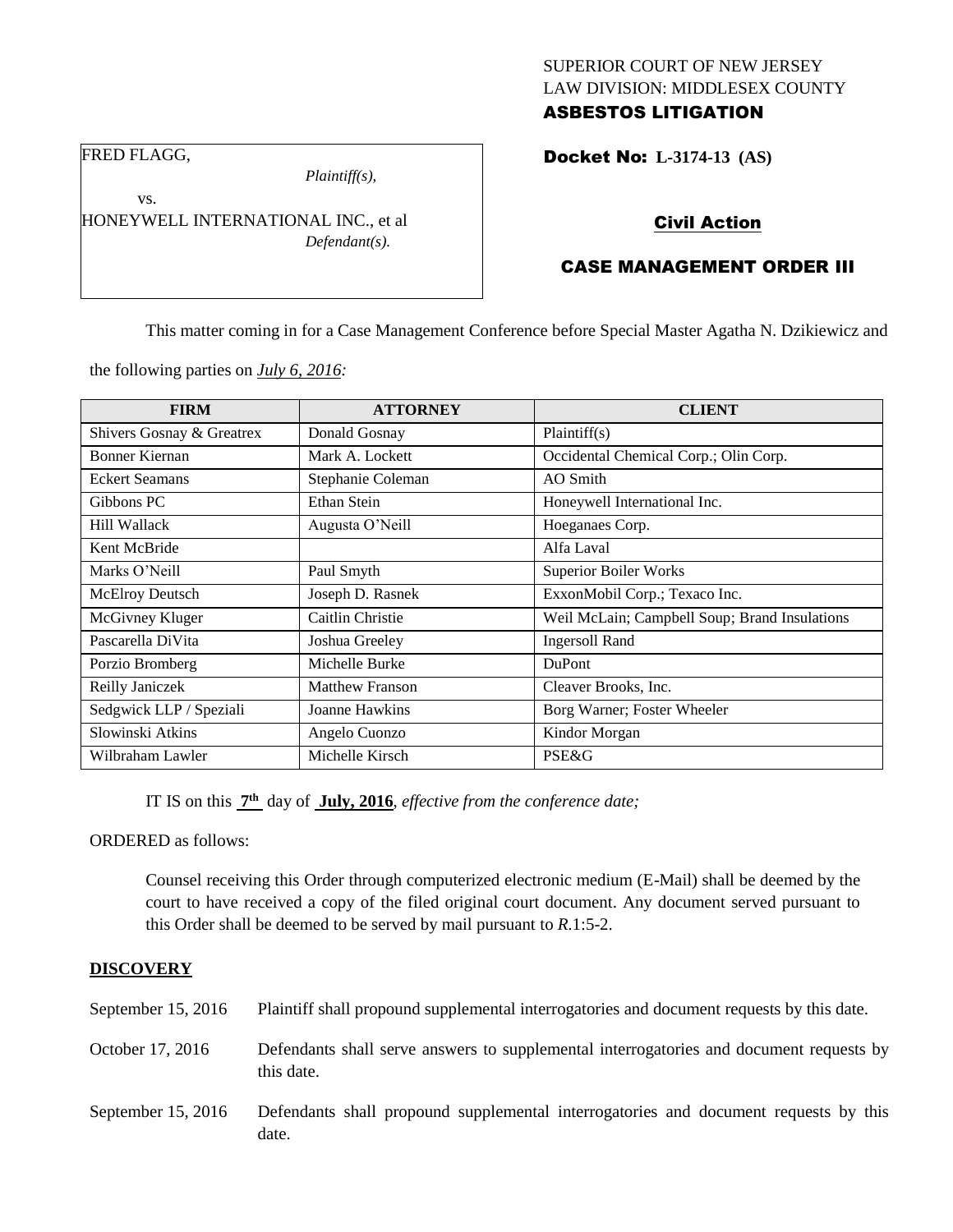SUPERIOR COURT OF NEW JERSEY
LAW DIVISION: MIDDLESEX COUNTY
**ASBESTOS LITIGATION**

FRED FLAGG,
*Plaintiff(s),*
vs.
HONEYWELL INTERNATIONAL INC., et al
*Defendant(s).*

**Docket No: L-3174-13 (AS)**

**Civil Action**

**CASE MANAGEMENT ORDER III**

This matter coming in for a Case Management Conference before Special Master Agatha N. Dzikiewicz and the following parties on *July 6, 2016:*

| FIRM | ATTORNEY | CLIENT |
|---|---|---|
| Shivers Gosnay & Greatrex | Donald Gosnay | Plaintiff(s) |
| Bonner Kiernan | Mark A. Lockett | Occidental Chemical Corp.; Olin Corp. |
| Eckert Seamans | Stephanie Coleman | AO Smith |
| Gibbons PC | Ethan Stein | Honeywell International Inc. |
| Hill Wallack | Augusta O'Neill | Hoeganaes Corp. |
| Kent McBride | | Alfa Laval |
| Marks O'Neill | Paul Smyth | Superior Boiler Works |
| McElroy Deutsch | Joseph D. Rasnek | ExxonMobil Corp.; Texaco Inc. |
| McGivney Kluger | Caitlin Christie | Weil McLain; Campbell Soup; Brand Insulations |
| Pascarella DiVita | Joshua Greeley | Ingersoll Rand |
| Porzio Bromberg | Michelle Burke | DuPont |
| Reilly Janiczek | Matthew Franson | Cleaver Brooks, Inc. |
| Sedgwick LLP / Speziali | Joanne Hawkins | Borg Warner; Foster Wheeler |
| Slowinski Atkins | Angelo Cuonzo | Kindor Morgan |
| Wilbraham Lawler | Michelle Kirsch | PSE&G |

IT IS on this **7th** day of **July, 2016**, *effective from the conference date;*

ORDERED as follows:

Counsel receiving this Order through computerized electronic medium (E-Mail) shall be deemed by the court to have received a copy of the filed original court document. Any document served pursuant to this Order shall be deemed to be served by mail pursuant to *R*.1:5-2.

**DISCOVERY**

September 15, 2016 — Plaintiff shall propound supplemental interrogatories and document requests by this date.

October 17, 2016 — Defendants shall serve answers to supplemental interrogatories and document requests by this date.

September 15, 2016 — Defendants shall propound supplemental interrogatories and document requests by this date.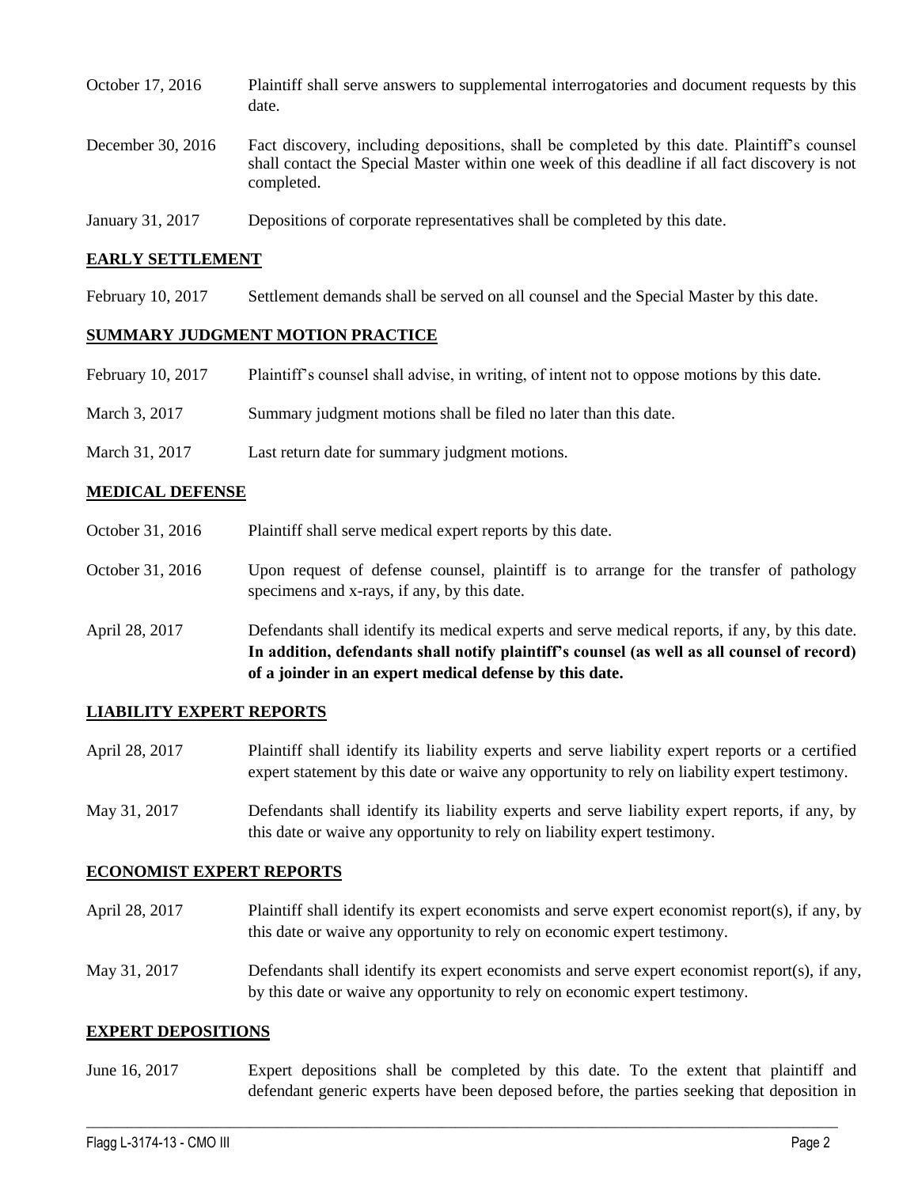October 17, 2016 Plaintiff shall serve answers to supplemental interrogatories and document requests by this date.

December 30, 2016 Fact discovery, including depositions, shall be completed by this date. Plaintiff's counsel shall contact the Special Master within one week of this deadline if all fact discovery is not completed.

January 31, 2017 Depositions of corporate representatives shall be completed by this date.

## EARLY SETTLEMENT

February 10, 2017 Settlement demands shall be served on all counsel and the Special Master by this date.

## SUMMARY JUDGMENT MOTION PRACTICE

February 10, 2017 Plaintiff's counsel shall advise, in writing, of intent not to oppose motions by this date.

March 3, 2017 Summary judgment motions shall be filed no later than this date.

March 31, 2017 Last return date for summary judgment motions.

## MEDICAL DEFENSE

October 31, 2016 Plaintiff shall serve medical expert reports by this date.

October 31, 2016 Upon request of defense counsel, plaintiff is to arrange for the transfer of pathology specimens and x-rays, if any, by this date.

April 28, 2017 Defendants shall identify its medical experts and serve medical reports, if any, by this date. **In addition, defendants shall notify plaintiff's counsel (as well as all counsel of record) of a joinder in an expert medical defense by this date.**

## LIABILITY EXPERT REPORTS

April 28, 2017 Plaintiff shall identify its liability experts and serve liability expert reports or a certified expert statement by this date or waive any opportunity to rely on liability expert testimony.

May 31, 2017 Defendants shall identify its liability experts and serve liability expert reports, if any, by this date or waive any opportunity to rely on liability expert testimony.

## ECONOMIST EXPERT REPORTS

April 28, 2017 Plaintiff shall identify its expert economists and serve expert economist report(s), if any, by this date or waive any opportunity to rely on economic expert testimony.

May 31, 2017 Defendants shall identify its expert economists and serve expert economist report(s), if any, by this date or waive any opportunity to rely on economic expert testimony.

## EXPERT DEPOSITIONS

June 16, 2017 Expert depositions shall be completed by this date. To the extent that plaintiff and defendant generic experts have been deposed before, the parties seeking that deposition in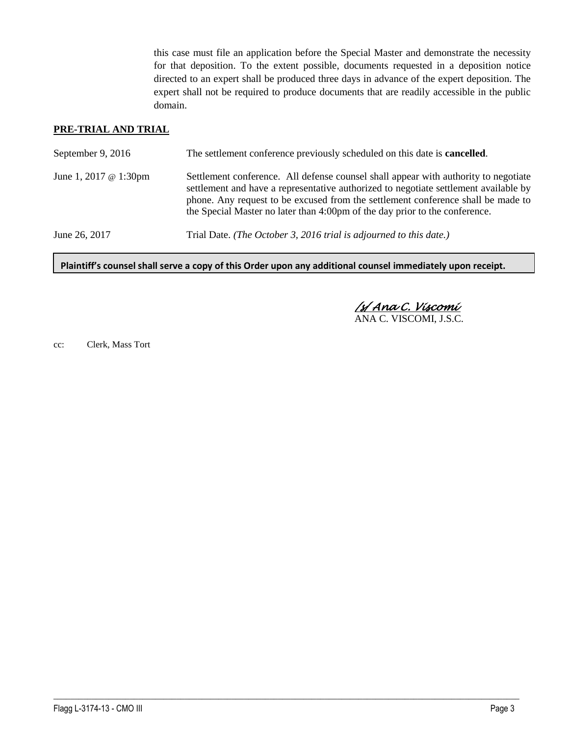this case must file an application before the Special Master and demonstrate the necessity for that deposition. To the extent possible, documents requested in a deposition notice directed to an expert shall be produced three days in advance of the expert deposition. The expert shall not be required to produce documents that are readily accessible in the public domain.

**PRE-TRIAL AND TRIAL**

| | |
|---|---|
| September 9, 2016 | The settlement conference previously scheduled on this date is **cancelled**. |
| June 1, 2017 @ 1:30pm | Settlement conference. All defense counsel shall appear with authority to negotiate settlement and have a representative authorized to negotiate settlement available by phone. Any request to be excused from the settlement conference shall be made to the Special Master no later than 4:00pm of the day prior to the conference. |
| June 26, 2017 | Trial Date. *(The October 3, 2016 trial is adjourned to this date.)* |

**Plaintiff's counsel shall serve a copy of this Order upon any additional counsel immediately upon receipt.**

/s/ Ana C. Viscomi
ANA C. VISCOMI, J.S.C.

cc: Clerk, Mass Tort